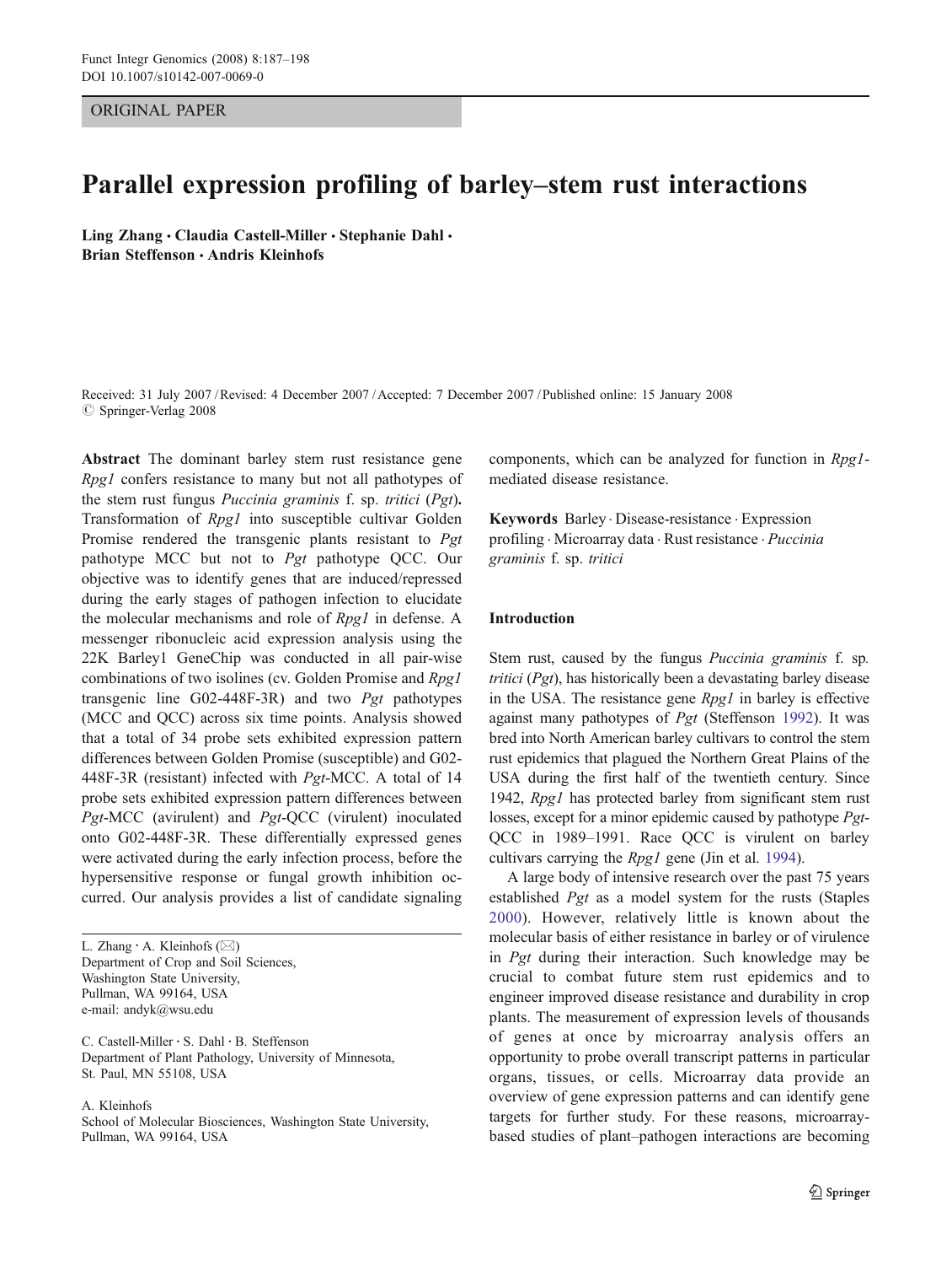ORIGINAL PAPER

# Parallel expression profiling of barley–stem rust interactions

Ling Zhang · Claudia Castell-Miller · Stephanie Dahl · Brian Steffenson · Andris Kleinhofs

Received: 31 July 2007 / Revised: 4 December 2007 / Accepted: 7 December 2007 / Published online: 15 January 2008
© Springer-Verlag 2008

**Abstract** The dominant barley stem rust resistance gene *Rpg1* confers resistance to many but not all pathotypes of the stem rust fungus *Puccinia graminis* f. sp. *tritici* (*Pgt*). Transformation of *Rpg1* into susceptible cultivar Golden Promise rendered the transgenic plants resistant to *Pgt* pathotype MCC but not to *Pgt* pathotype QCC. Our objective was to identify genes that are induced/repressed during the early stages of pathogen infection to elucidate the molecular mechanisms and role of *Rpg1* in defense. A messenger ribonucleic acid expression analysis using the 22K Barley1 GeneChip was conducted in all pair-wise combinations of two isolines (cv. Golden Promise and *Rpg1* transgenic line G02-448F-3R) and two *Pgt* pathotypes (MCC and QCC) across six time points. Analysis showed that a total of 34 probe sets exhibited expression pattern differences between Golden Promise (susceptible) and G02-448F-3R (resistant) infected with *Pgt*-MCC. A total of 14 probe sets exhibited expression pattern differences between *Pgt*-MCC (avirulent) and *Pgt*-QCC (virulent) inoculated onto G02-448F-3R. These differentially expressed genes were activated during the early infection process, before the hypersensitive response or fungal growth inhibition occurred. Our analysis provides a list of candidate signaling components, which can be analyzed for function in *Rpg1*-mediated disease resistance.

**Keywords** Barley · Disease-resistance · Expression profiling · Microarray data · Rust resistance · *Puccinia graminis* f. sp. *tritici*

L. Zhang · A. Kleinhofs (✉)
Department of Crop and Soil Sciences,
Washington State University,
Pullman, WA 99164, USA
e-mail: andyk@wsu.edu

C. Castell-Miller · S. Dahl · B. Steffenson
Department of Plant Pathology, University of Minnesota,
St. Paul, MN 55108, USA

A. Kleinhofs
School of Molecular Biosciences, Washington State University,
Pullman, WA 99164, USA

## Introduction

Stem rust, caused by the fungus *Puccinia graminis* f. sp. *tritici* (*Pgt*), has historically been a devastating barley disease in the USA. The resistance gene *Rpg1* in barley is effective against many pathotypes of *Pgt* (Steffenson 1992). It was bred into North American barley cultivars to control the stem rust epidemics that plagued the Northern Great Plains of the USA during the first half of the twentieth century. Since 1942, *Rpg1* has protected barley from significant stem rust losses, except for a minor epidemic caused by pathotype *Pgt*-QCC in 1989–1991. Race QCC is virulent on barley cultivars carrying the *Rpg1* gene (Jin et al. 1994).

A large body of intensive research over the past 75 years established *Pgt* as a model system for the rusts (Staples 2000). However, relatively little is known about the molecular basis of either resistance in barley or of virulence in *Pgt* during their interaction. Such knowledge may be crucial to combat future stem rust epidemics and to engineer improved disease resistance and durability in crop plants. The measurement of expression levels of thousands of genes at once by microarray analysis offers an opportunity to probe overall transcript patterns in particular organs, tissues, or cells. Microarray data provide an overview of gene expression patterns and can identify gene targets for further study. For these reasons, microarray-based studies of plant–pathogen interactions are becoming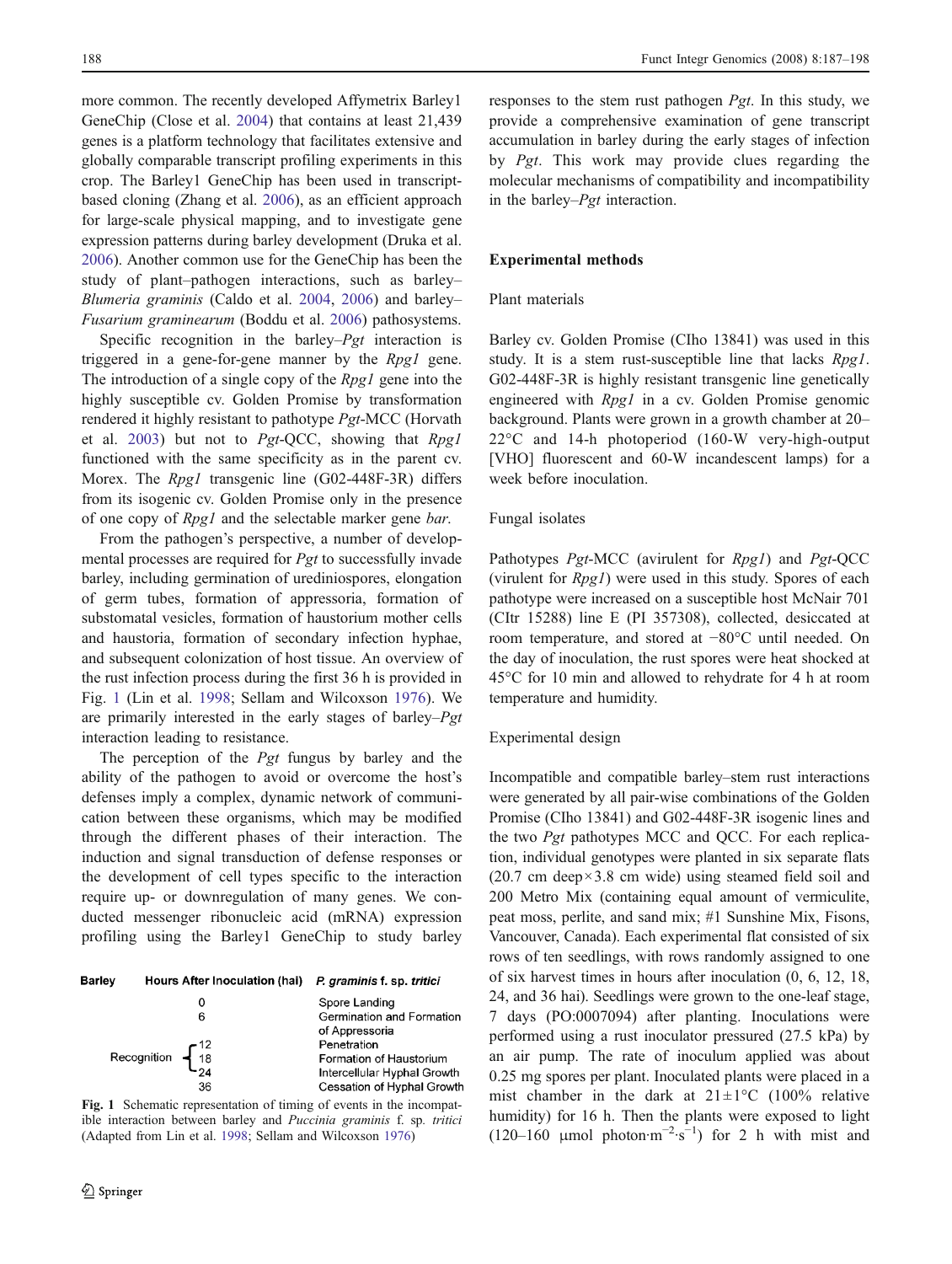more common. The recently developed Affymetrix Barley1 GeneChip (Close et al. 2004) that contains at least 21,439 genes is a platform technology that facilitates extensive and globally comparable transcript profiling experiments in this crop. The Barley1 GeneChip has been used in transcript-based cloning (Zhang et al. 2006), as an efficient approach for large-scale physical mapping, and to investigate gene expression patterns during barley development (Druka et al. 2006). Another common use for the GeneChip has been the study of plant–pathogen interactions, such as barley–*Blumeria graminis* (Caldo et al. 2004, 2006) and barley–*Fusarium graminearum* (Boddu et al. 2006) pathosystems.

Specific recognition in the barley–*Pgt* interaction is triggered in a gene-for-gene manner by the *Rpg1* gene. The introduction of a single copy of the *Rpg1* gene into the highly susceptible cv. Golden Promise by transformation rendered it highly resistant to pathotype *Pgt*-MCC (Horvath et al. 2003) but not to *Pgt*-QCC, showing that *Rpg1* functioned with the same specificity as in the parent cv. Morex. The *Rpg1* transgenic line (G02-448F-3R) differs from its isogenic cv. Golden Promise only in the presence of one copy of *Rpg1* and the selectable marker gene *bar*.

From the pathogen's perspective, a number of developmental processes are required for *Pgt* to successfully invade barley, including germination of urediniospores, elongation of germ tubes, formation of appressoria, formation of substomatal vesicles, formation of haustorium mother cells and haustoria, formation of secondary infection hyphae, and subsequent colonization of host tissue. An overview of the rust infection process during the first 36 h is provided in Fig. 1 (Lin et al. 1998; Sellam and Wilcoxson 1976). We are primarily interested in the early stages of barley–*Pgt* interaction leading to resistance.

The perception of the *Pgt* fungus by barley and the ability of the pathogen to avoid or overcome the host's defenses imply a complex, dynamic network of communication between these organisms, which may be modified through the different phases of their interaction. The induction and signal transduction of defense responses or the development of cell types specific to the interaction require up- or downregulation of many genes. We conducted messenger ribonucleic acid (mRNA) expression profiling using the Barley1 GeneChip to study barley responses to the stem rust pathogen *Pgt*. In this study, we provide a comprehensive examination of gene transcript accumulation in barley during the early stages of infection by *Pgt*. This work may provide clues regarding the molecular mechanisms of compatibility and incompatibility in the barley–*Pgt* interaction.

| Barley | Hours After Inoculation (hai) | *P. graminis* f. sp. *tritici* |
|---|---|---|
| | 0 | Spore Landing |
| | 6 | Germination and Formation of Appressoria |
| Recognition | 12 | Penetration |
| Recognition | 18 | Formation of Haustorium |
| Recognition | 24 | Intercellular Hyphal Growth |
| | 36 | Cessation of Hyphal Growth |

**Fig. 1** Schematic representation of timing of events in the incompatible interaction between barley and *Puccinia graminis* f. sp. *tritici* (Adapted from Lin et al. 1998; Sellam and Wilcoxson 1976)

## Experimental methods

### Plant materials

Barley cv. Golden Promise (CIho 13841) was used in this study. It is a stem rust-susceptible line that lacks *Rpg1*. G02-448F-3R is highly resistant transgenic line genetically engineered with *Rpg1* in a cv. Golden Promise genomic background. Plants were grown in a growth chamber at 20–22°C and 14-h photoperiod (160-W very-high-output [VHO] fluorescent and 60-W incandescent lamps) for a week before inoculation.

### Fungal isolates

Pathotypes *Pgt*-MCC (avirulent for *Rpg1*) and *Pgt*-QCC (virulent for *Rpg1*) were used in this study. Spores of each pathotype were increased on a susceptible host McNair 701 (CItr 15288) line E (PI 357308), collected, desiccated at room temperature, and stored at −80°C until needed. On the day of inoculation, the rust spores were heat shocked at 45°C for 10 min and allowed to rehydrate for 4 h at room temperature and humidity.

### Experimental design

Incompatible and compatible barley–stem rust interactions were generated by all pair-wise combinations of the Golden Promise (CIho 13841) and G02-448F-3R isogenic lines and the two *Pgt* pathotypes MCC and QCC. For each replication, individual genotypes were planted in six separate flats (20.7 cm deep×3.8 cm wide) using steamed field soil and 200 Metro Mix (containing equal amount of vermiculite, peat moss, perlite, and sand mix; #1 Sunshine Mix, Fisons, Vancouver, Canada). Each experimental flat consisted of six rows of ten seedlings, with rows randomly assigned to one of six harvest times in hours after inoculation (0, 6, 12, 18, 24, and 36 hai). Seedlings were grown to the one-leaf stage, 7 days (PO:0007094) after planting. Inoculations were performed using a rust inoculator pressured (27.5 kPa) by an air pump. The rate of inoculum applied was about 0.25 mg spores per plant. Inoculated plants were placed in a mist chamber in the dark at 21±1°C (100% relative humidity) for 16 h. Then the plants were exposed to light (120–160 μmol photon·m$^{-2}$·s$^{-1}$) for 2 h with mist and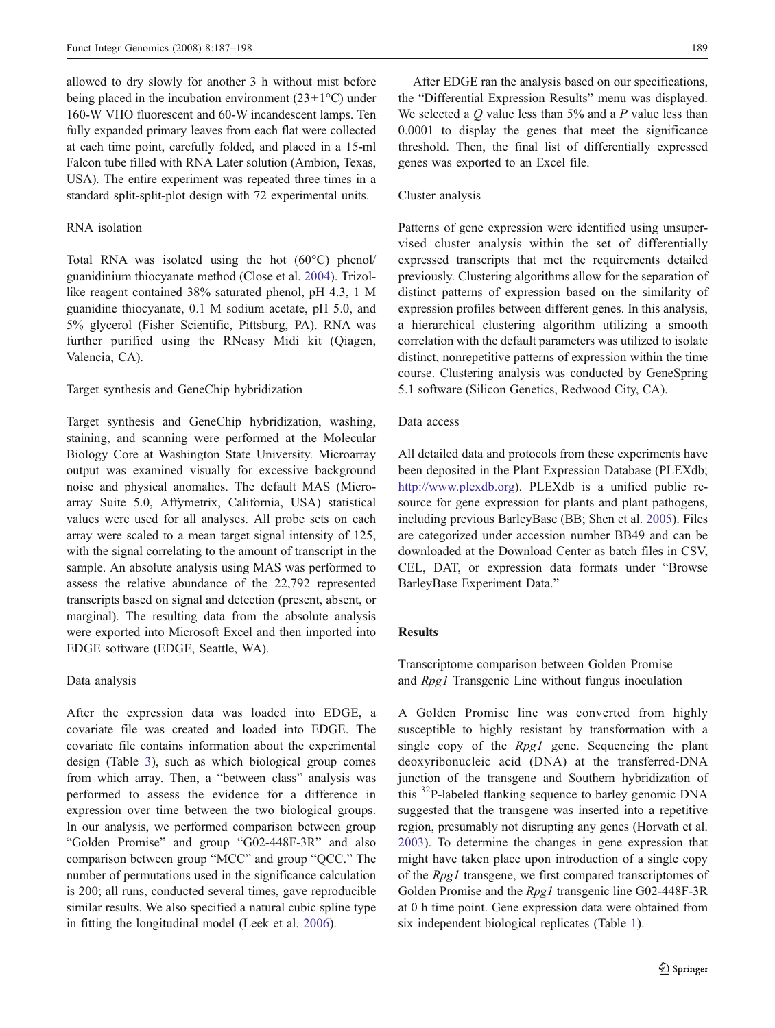allowed to dry slowly for another 3 h without mist before being placed in the incubation environment (23±1°C) under 160-W VHO fluorescent and 60-W incandescent lamps. Ten fully expanded primary leaves from each flat were collected at each time point, carefully folded, and placed in a 15-ml Falcon tube filled with RNA Later solution (Ambion, Texas, USA). The entire experiment was repeated three times in a standard split-split-plot design with 72 experimental units.

### RNA isolation

Total RNA was isolated using the hot (60°C) phenol/guanidinium thiocyanate method (Close et al. 2004). Trizol-like reagent contained 38% saturated phenol, pH 4.3, 1 M guanidine thiocyanate, 0.1 M sodium acetate, pH 5.0, and 5% glycerol (Fisher Scientific, Pittsburg, PA). RNA was further purified using the RNeasy Midi kit (Qiagen, Valencia, CA).

### Target synthesis and GeneChip hybridization

Target synthesis and GeneChip hybridization, washing, staining, and scanning were performed at the Molecular Biology Core at Washington State University. Microarray output was examined visually for excessive background noise and physical anomalies. The default MAS (Microarray Suite 5.0, Affymetrix, California, USA) statistical values were used for all analyses. All probe sets on each array were scaled to a mean target signal intensity of 125, with the signal correlating to the amount of transcript in the sample. An absolute analysis using MAS was performed to assess the relative abundance of the 22,792 represented transcripts based on signal and detection (present, absent, or marginal). The resulting data from the absolute analysis were exported into Microsoft Excel and then imported into EDGE software (EDGE, Seattle, WA).

### Data analysis

After the expression data was loaded into EDGE, a covariate file was created and loaded into EDGE. The covariate file contains information about the experimental design (Table 3), such as which biological group comes from which array. Then, a "between class" analysis was performed to assess the evidence for a difference in expression over time between the two biological groups. In our analysis, we performed comparison between group "Golden Promise" and group "G02-448F-3R" and also comparison between group "MCC" and group "QCC." The number of permutations used in the significance calculation is 200; all runs, conducted several times, gave reproducible similar results. We also specified a natural cubic spline type in fitting the longitudinal model (Leek et al. 2006).

After EDGE ran the analysis based on our specifications, the "Differential Expression Results" menu was displayed. We selected a $Q$ value less than 5% and a $P$ value less than 0.0001 to display the genes that meet the significance threshold. Then, the final list of differentially expressed genes was exported to an Excel file.

### Cluster analysis

Patterns of gene expression were identified using unsupervised cluster analysis within the set of differentially expressed transcripts that met the requirements detailed previously. Clustering algorithms allow for the separation of distinct patterns of expression based on the similarity of expression profiles between different genes. In this analysis, a hierarchical clustering algorithm utilizing a smooth correlation with the default parameters was utilized to isolate distinct, nonrepetitive patterns of expression within the time course. Clustering analysis was conducted by GeneSpring 5.1 software (Silicon Genetics, Redwood City, CA).

### Data access

All detailed data and protocols from these experiments have been deposited in the Plant Expression Database (PLEXdb; http://www.plexdb.org). PLEXdb is a unified public resource for gene expression for plants and plant pathogens, including previous BarleyBase (BB; Shen et al. 2005). Files are categorized under accession number BB49 and can be downloaded at the Download Center as batch files in CSV, CEL, DAT, or expression data formats under "Browse BarleyBase Experiment Data."

## Results

### Transcriptome comparison between Golden Promise and *Rpg1* Transgenic Line without fungus inoculation

A Golden Promise line was converted from highly susceptible to highly resistant by transformation with a single copy of the *Rpg1* gene. Sequencing the plant deoxyribonucleic acid (DNA) at the transferred-DNA junction of the transgene and Southern hybridization of this $^{32}$P-labeled flanking sequence to barley genomic DNA suggested that the transgene was inserted into a repetitive region, presumably not disrupting any genes (Horvath et al. 2003). To determine the changes in gene expression that might have taken place upon introduction of a single copy of the *Rpg1* transgene, we first compared transcriptomes of Golden Promise and the *Rpg1* transgenic line G02-448F-3R at 0 h time point. Gene expression data were obtained from six independent biological replicates (Table 1).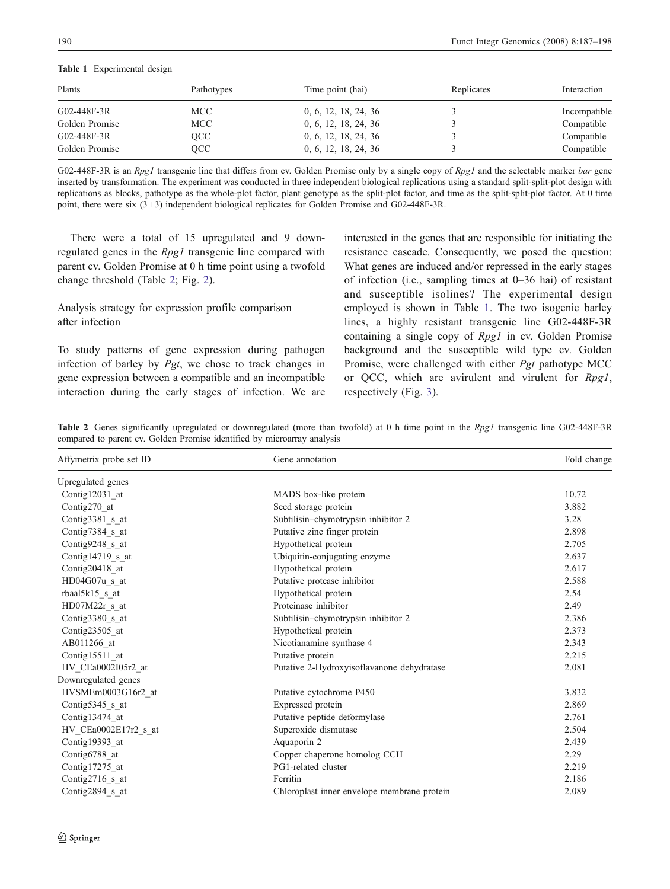**Table 1** Experimental design

| Plants | Pathotypes | Time point (hai) | Replicates | Interaction |
|---|---|---|---|---|
| G02-448F-3R | MCC | 0, 6, 12, 18, 24, 36 | 3 | Incompatible |
| Golden Promise | MCC | 0, 6, 12, 18, 24, 36 | 3 | Compatible |
| G02-448F-3R | QCC | 0, 6, 12, 18, 24, 36 | 3 | Compatible |
| Golden Promise | QCC | 0, 6, 12, 18, 24, 36 | 3 | Compatible |

G02-448F-3R is an *Rpg1* transgenic line that differs from cv. Golden Promise only by a single copy of *Rpg1* and the selectable marker *bar* gene inserted by transformation. The experiment was conducted in three independent biological replications using a standard split-split-plot design with replications as blocks, pathotype as the whole-plot factor, plant genotype as the split-plot factor, and time as the split-split-plot factor. At 0 time point, there were six (3+3) independent biological replicates for Golden Promise and G02-448F-3R.

There were a total of 15 upregulated and 9 downregulated genes in the *Rpg1* transgenic line compared with parent cv. Golden Promise at 0 h time point using a twofold change threshold (Table 2; Fig. 2).

### Analysis strategy for expression profile comparison after infection

To study patterns of gene expression during pathogen infection of barley by *Pgt*, we chose to track changes in gene expression between a compatible and an incompatible interaction during the early stages of infection. We are interested in the genes that are responsible for initiating the resistance cascade. Consequently, we posed the question: What genes are induced and/or repressed in the early stages of infection (i.e., sampling times at 0–36 hai) of resistant and susceptible isolines? The experimental design employed is shown in Table 1. The two isogenic barley lines, a highly resistant transgenic line G02-448F-3R containing a single copy of *Rpg1* in cv. Golden Promise background and the susceptible wild type cv. Golden Promise, were challenged with either *Pgt* pathotype MCC or QCC, which are avirulent and virulent for *Rpg1*, respectively (Fig. 3).

**Table 2** Genes significantly upregulated or downregulated (more than twofold) at 0 h time point in the *Rpg1* transgenic line G02-448F-3R compared to parent cv. Golden Promise identified by microarray analysis

| Affymetrix probe set ID | Gene annotation | Fold change |
|---|---|---|
| Upregulated genes | | |
| Contig12031_at | MADS box-like protein | 10.72 |
| Contig270_at | Seed storage protein | 3.882 |
| Contig3381_s_at | Subtilisin–chymotrypsin inhibitor 2 | 3.28 |
| Contig7384_s_at | Putative zinc finger protein | 2.898 |
| Contig9248_s_at | Hypothetical protein | 2.705 |
| Contig14719_s_at | Ubiquitin-conjugating enzyme | 2.637 |
| Contig20418_at | Hypothetical protein | 2.617 |
| HD04G07u_s_at | Putative protease inhibitor | 2.588 |
| rbaal5k15_s_at | Hypothetical protein | 2.54 |
| HD07M22r_s_at | Proteinase inhibitor | 2.49 |
| Contig3380_s_at | Subtilisin–chymotrypsin inhibitor 2 | 2.386 |
| Contig23505_at | Hypothetical protein | 2.373 |
| AB011266_at | Nicotianamine synthase 4 | 2.343 |
| Contig15511_at | Putative protein | 2.215 |
| HV_CEa0002I05r2_at | Putative 2-Hydroxyisoflavanone dehydratase | 2.081 |
| Downregulated genes | | |
| HVSMEm0003G16r2_at | Putative cytochrome P450 | 3.832 |
| Contig5345_s_at | Expressed protein | 2.869 |
| Contig13474_at | Putative peptide deformylase | 2.761 |
| HV_CEa0002E17r2_s_at | Superoxide dismutase | 2.504 |
| Contig19393_at | Aquaporin 2 | 2.439 |
| Contig6788_at | Copper chaperone homolog CCH | 2.29 |
| Contig17275_at | PG1-related cluster | 2.219 |
| Contig2716_s_at | Ferritin | 2.186 |
| Contig2894_s_at | Chloroplast inner envelope membrane protein | 2.089 |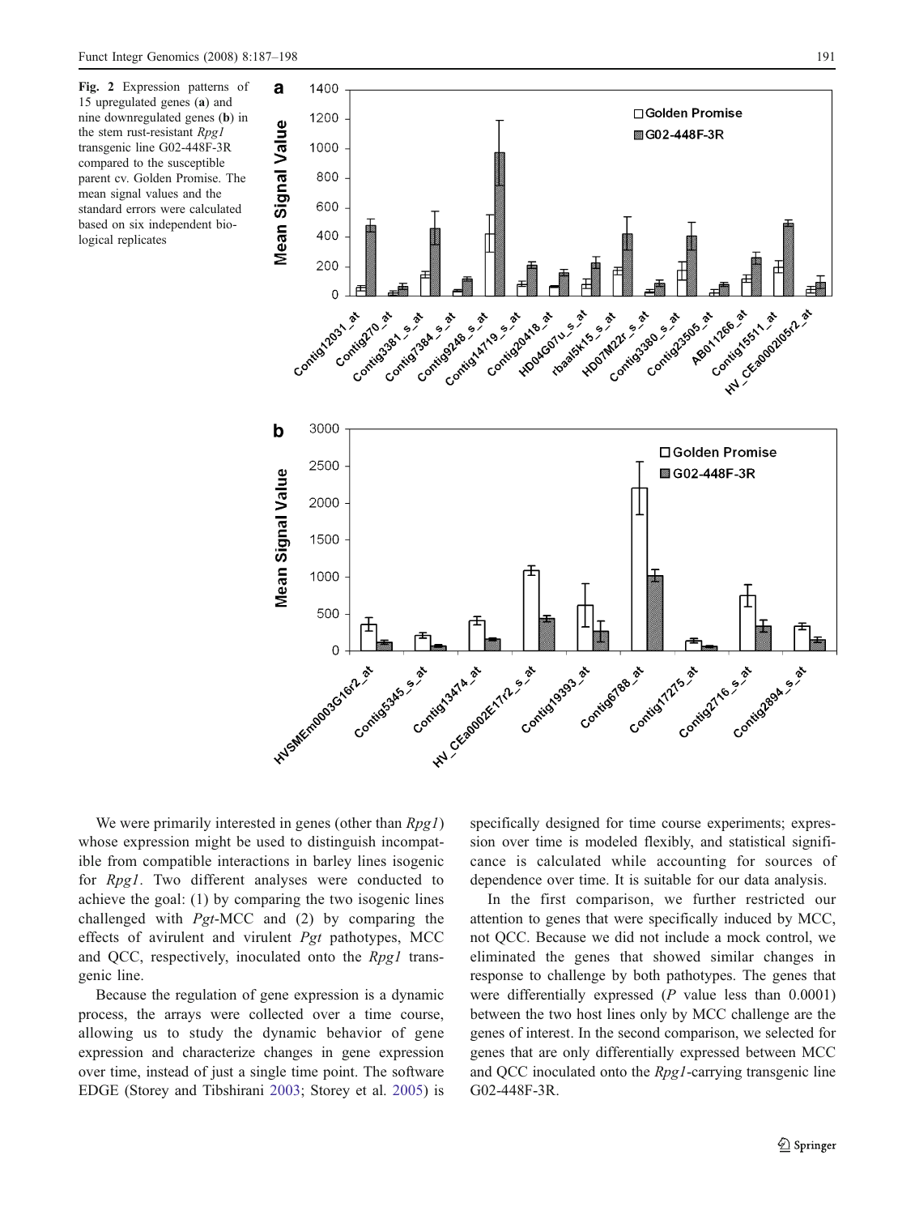**Fig. 2** Expression patterns of 15 upregulated genes (**a**) and nine downregulated genes (**b**) in the stem rust-resistant *Rpg1* transgenic line G02-448F-3R compared to the susceptible parent cv. Golden Promise. The mean signal values and the standard errors were calculated based on six independent biological replicates

We were primarily interested in genes (other than *Rpg1*) whose expression might be used to distinguish incompatible from compatible interactions in barley lines isogenic for *Rpg1*. Two different analyses were conducted to achieve the goal: (1) by comparing the two isogenic lines challenged with *Pgt*-MCC and (2) by comparing the effects of avirulent and virulent *Pgt* pathotypes, MCC and QCC, respectively, inoculated onto the *Rpg1* transgenic line.

Because the regulation of gene expression is a dynamic process, the arrays were collected over a time course, allowing us to study the dynamic behavior of gene expression and characterize changes in gene expression over time, instead of just a single time point. The software EDGE (Storey and Tibshirani 2003; Storey et al. 2005) is specifically designed for time course experiments; expression over time is modeled flexibly, and statistical significance is calculated while accounting for sources of dependence over time. It is suitable for our data analysis.

In the first comparison, we further restricted our attention to genes that were specifically induced by MCC, not QCC. Because we did not include a mock control, we eliminated the genes that showed similar changes in response to challenge by both pathotypes. The genes that were differentially expressed ($P$ value less than 0.0001) between the two host lines only by MCC challenge are the genes of interest. In the second comparison, we selected for genes that are only differentially expressed between MCC and QCC inoculated onto the *Rpg1*-carrying transgenic line G02-448F-3R.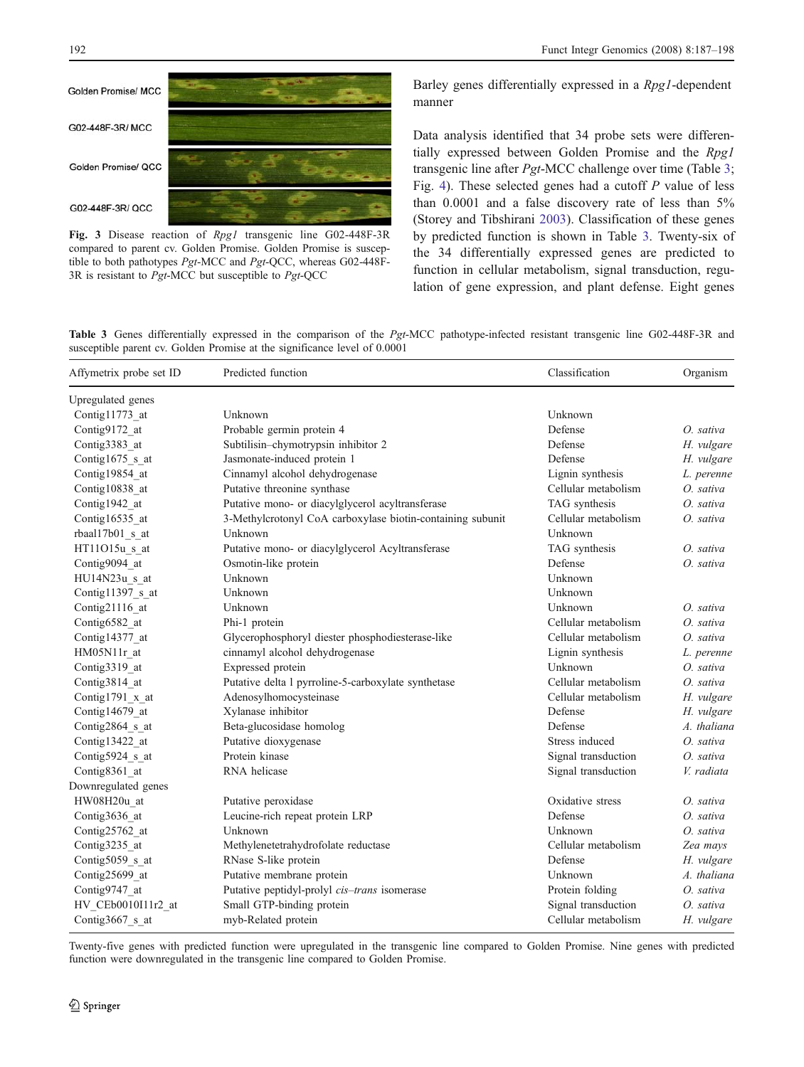Golden Promise/ MCC

G02-448F-3R/ MCC

Golden Promise/ QCC

G02-448F-3R/ QCC

**Fig. 3** Disease reaction of *Rpg1* transgenic line G02-448F-3R compared to parent cv. Golden Promise. Golden Promise is susceptible to both pathotypes *Pgt*-MCC and *Pgt*-QCC, whereas G02-448F-3R is resistant to *Pgt*-MCC but susceptible to *Pgt*-QCC

Barley genes differentially expressed in a *Rpg1*-dependent manner

Data analysis identified that 34 probe sets were differentially expressed between Golden Promise and the *Rpg1* transgenic line after *Pgt*-MCC challenge over time (Table 3; Fig. 4). These selected genes had a cutoff *P* value of less than 0.0001 and a false discovery rate of less than 5% (Storey and Tibshirani 2003). Classification of these genes by predicted function is shown in Table 3. Twenty-six of the 34 differentially expressed genes are predicted to function in cellular metabolism, signal transduction, regulation of gene expression, and plant defense. Eight genes

**Table 3** Genes differentially expressed in the comparison of the *Pgt*-MCC pathotype-infected resistant transgenic line G02-448F-3R and susceptible parent cv. Golden Promise at the significance level of 0.0001

| Affymetrix probe set ID | Predicted function | Classification | Organism |
|---|---|---|---|
| Upregulated genes | | | |
| Contig11773_at | Unknown | Unknown | |
| Contig9172_at | Probable germin protein 4 | Defense | *O. sativa* |
| Contig3383_at | Subtilisin–chymotrypsin inhibitor 2 | Defense | *H. vulgare* |
| Contig1675_s_at | Jasmonate-induced protein 1 | Defense | *H. vulgare* |
| Contig19854_at | Cinnamyl alcohol dehydrogenase | Lignin synthesis | *L. perenne* |
| Contig10838_at | Putative threonine synthase | Cellular metabolism | *O. sativa* |
| Contig1942_at | Putative mono- or diacylglycerol acyltransferase | TAG synthesis | *O. sativa* |
| Contig16535_at | 3-Methylcrotonyl CoA carboxylase biotin-containing subunit | Cellular metabolism | *O. sativa* |
| rbaal17b01_s_at | Unknown | Unknown | |
| HT11O15u_s_at | Putative mono- or diacylglycerol Acyltransferase | TAG synthesis | *O. sativa* |
| Contig9094_at | Osmotin-like protein | Defense | *O. sativa* |
| HU14N23u_s_at | Unknown | Unknown | |
| Contig11397_s_at | Unknown | Unknown | |
| Contig21116_at | Unknown | Unknown | *O. sativa* |
| Contig6582_at | Phi-1 protein | Cellular metabolism | *O. sativa* |
| Contig14377_at | Glycerophosphoryl diester phosphodiesterase-like | Cellular metabolism | *O. sativa* |
| HM05N11r_at | cinnamyl alcohol dehydrogenase | Lignin synthesis | *L. perenne* |
| Contig3319_at | Expressed protein | Unknown | *O. sativa* |
| Contig3814_at | Putative delta 1 pyrroline-5-carboxylate synthetase | Cellular metabolism | *O. sativa* |
| Contig1791_x_at | Adenosylhomocysteinase | Cellular metabolism | *H. vulgare* |
| Contig14679_at | Xylanase inhibitor | Defense | *H. vulgare* |
| Contig2864_s_at | Beta-glucosidase homolog | Defense | *A. thaliana* |
| Contig13422_at | Putative dioxygenase | Stress induced | *O. sativa* |
| Contig5924_s_at | Protein kinase | Signal transduction | *O. sativa* |
| Contig8361_at | RNA helicase | Signal transduction | *V. radiata* |
| Downregulated genes | | | |
| HW08H20u_at | Putative peroxidase | Oxidative stress | *O. sativa* |
| Contig3636_at | Leucine-rich repeat protein LRP | Defense | *O. sativa* |
| Contig25762_at | Unknown | Unknown | *O. sativa* |
| Contig3235_at | Methylenetetrahydrofolate reductase | Cellular metabolism | *Zea mays* |
| Contig5059_s_at | RNase S-like protein | Defense | *H. vulgare* |
| Contig25699_at | Putative membrane protein | Unknown | *A. thaliana* |
| Contig9747_at | Putative peptidyl-prolyl *cis–trans* isomerase | Protein folding | *O. sativa* |
| HV_CEb0010I11r2_at | Small GTP-binding protein | Signal transduction | *O. sativa* |
| Contig3667_s_at | myb-Related protein | Cellular metabolism | *H. vulgare* |

Twenty-five genes with predicted function were upregulated in the transgenic line compared to Golden Promise. Nine genes with predicted function were downregulated in the transgenic line compared to Golden Promise.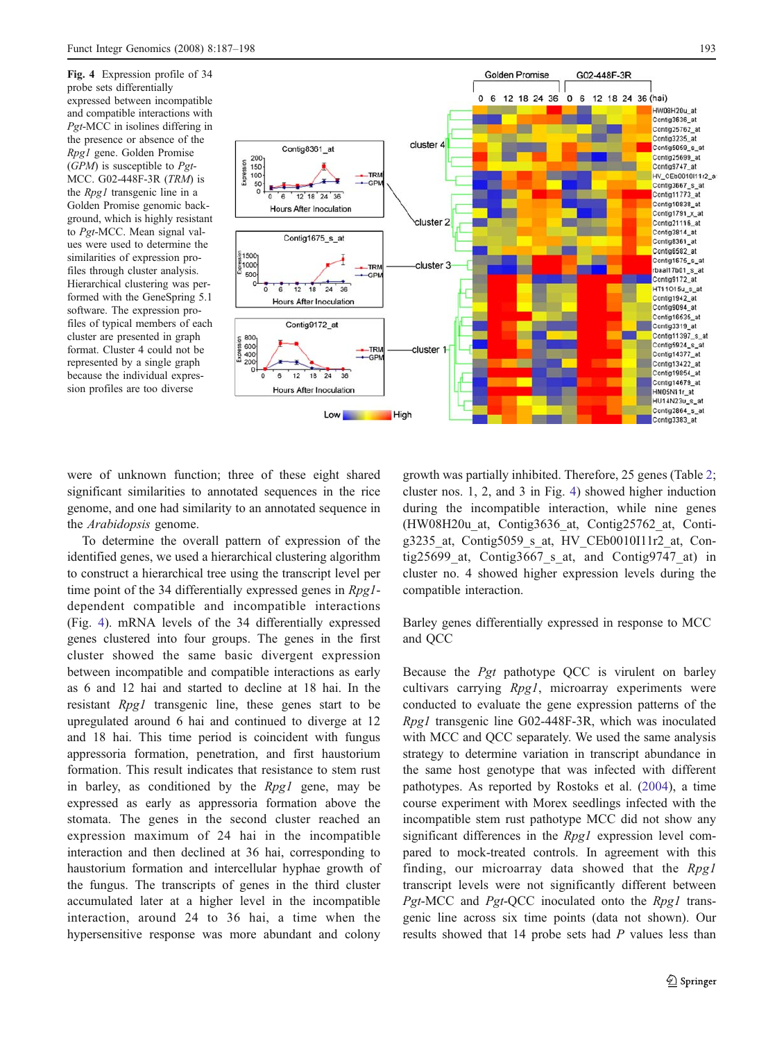**Fig. 4** Expression profile of 34 probe sets differentially expressed between incompatible and compatible interactions with *Pgt*-MCC in isolines differing in the presence or absence of the *Rpg1* gene. Golden Promise (*GPM*) is susceptible to *Pgt*-MCC. G02-448F-3R (*TRM*) is the *Rpg1* transgenic line in a Golden Promise genomic background, which is highly resistant to *Pgt*-MCC. Mean signal values were used to determine the similarities of expression profiles through cluster analysis. Hierarchical clustering was performed with the GeneSpring 5.1 software. The expression profiles of typical members of each cluster are presented in graph format. Cluster 4 could not be represented by a single graph because the individual expression profiles are too diverse

were of unknown function; three of these eight shared significant similarities to annotated sequences in the rice genome, and one had similarity to an annotated sequence in the *Arabidopsis* genome.

To determine the overall pattern of expression of the identified genes, we used a hierarchical clustering algorithm to construct a hierarchical tree using the transcript level per time point of the 34 differentially expressed genes in *Rpg1*-dependent compatible and incompatible interactions (Fig. 4). mRNA levels of the 34 differentially expressed genes clustered into four groups. The genes in the first cluster showed the same basic divergent expression between incompatible and compatible interactions as early as 6 and 12 hai and started to decline at 18 hai. In the resistant *Rpg1* transgenic line, these genes start to be upregulated around 6 hai and continued to diverge at 12 and 18 hai. This time period is coincident with fungus appressoria formation, penetration, and first haustorium formation. This result indicates that resistance to stem rust in barley, as conditioned by the *Rpg1* gene, may be expressed as early as appressoria formation above the stomata. The genes in the second cluster reached an expression maximum of 24 hai in the incompatible interaction and then declined at 36 hai, corresponding to haustorium formation and intercellular hyphae growth of the fungus. The transcripts of genes in the third cluster accumulated later at a higher level in the incompatible interaction, around 24 to 36 hai, a time when the hypersensitive response was more abundant and colony growth was partially inhibited. Therefore, 25 genes (Table 2; cluster nos. 1, 2, and 3 in Fig. 4) showed higher induction during the incompatible interaction, while nine genes (HW08H20u_at, Contig3636_at, Contig25762_at, Contig3235_at, Contig5059_s_at, HV_CEb0010I11r2_at, Contig25699_at, Contig3667_s_at, and Contig9747_at) in cluster no. 4 showed higher expression levels during the compatible interaction.

## Barley genes differentially expressed in response to MCC and QCC

Because the *Pgt* pathotype QCC is virulent on barley cultivars carrying *Rpg1*, microarray experiments were conducted to evaluate the gene expression patterns of the *Rpg1* transgenic line G02-448F-3R, which was inoculated with MCC and QCC separately. We used the same analysis strategy to determine variation in transcript abundance in the same host genotype that was infected with different pathotypes. As reported by Rostoks et al. (2004), a time course experiment with Morex seedlings infected with the incompatible stem rust pathotype MCC did not show any significant differences in the *Rpg1* expression level compared to mock-treated controls. In agreement with this finding, our microarray data showed that the *Rpg1* transcript levels were not significantly different between *Pgt*-MCC and *Pgt*-QCC inoculated onto the *Rpg1* transgenic line across six time points (data not shown). Our results showed that 14 probe sets had *P* values less than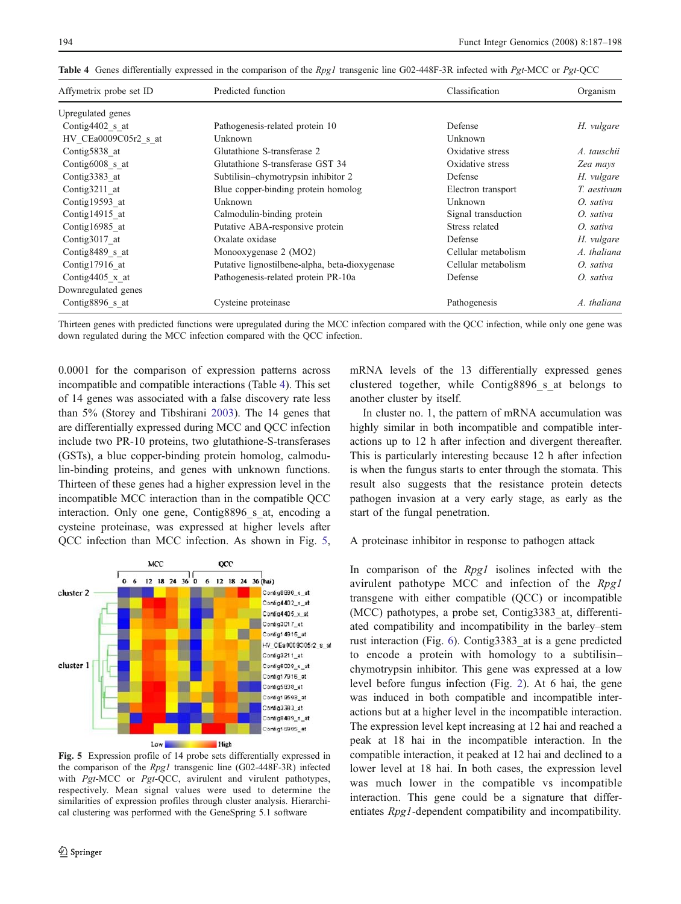**Table 4** Genes differentially expressed in the comparison of the *Rpg1* transgenic line G02-448F-3R infected with *Pgt*-MCC or *Pgt*-QCC

| Affymetrix probe set ID | Predicted function | Classification | Organism |
|---|---|---|---|
| Upregulated genes | | | |
| Contig4402_s_at | Pathogenesis-related protein 10 | Defense | *H. vulgare* |
| HV_CEa0009C05r2_s_at | Unknown | Unknown | |
| Contig5838_at | Glutathione S-transferase 2 | Oxidative stress | *A. tauschii* |
| Contig6008_s_at | Glutathione S-transferase GST 34 | Oxidative stress | *Zea mays* |
| Contig3383_at | Subtilisin–chymotrypsin inhibitor 2 | Defense | *H. vulgare* |
| Contig3211_at | Blue copper-binding protein homolog | Electron transport | *T. aestivum* |
| Contig19593_at | Unknown | Unknown | *O. sativa* |
| Contig14915_at | Calmodulin-binding protein | Signal transduction | *O. sativa* |
| Contig16985_at | Putative ABA-responsive protein | Stress related | *O. sativa* |
| Contig3017_at | Oxalate oxidase | Defense | *H. vulgare* |
| Contig8489_s_at | Monooxygenase 2 (MO2) | Cellular metabolism | *A. thaliana* |
| Contig17916_at | Putative lignostilbene-alpha, beta-dioxygenase | Cellular metabolism | *O. sativa* |
| Contig4405_x_at | Pathogenesis-related protein PR-10a | Defense | *O. sativa* |
| Downregulated genes | | | |
| Contig8896_s_at | Cysteine proteinase | Pathogenesis | *A. thaliana* |

Thirteen genes with predicted functions were upregulated during the MCC infection compared with the QCC infection, while only one gene was down regulated during the MCC infection compared with the QCC infection.

0.0001 for the comparison of expression patterns across incompatible and compatible interactions (Table 4). This set of 14 genes was associated with a false discovery rate less than 5% (Storey and Tibshirani 2003). The 14 genes that are differentially expressed during MCC and QCC infection include two PR-10 proteins, two glutathione-S-transferases (GSTs), a blue copper-binding protein homolog, calmodulin-binding proteins, and genes with unknown functions. Thirteen of these genes had a higher expression level in the incompatible MCC interaction than in the compatible QCC interaction. Only one gene, Contig8896_s_at, encoding a cysteine proteinase, was expressed at higher levels after QCC infection than MCC infection. As shown in Fig. 5, mRNA levels of the 13 differentially expressed genes clustered together, while Contig8896_s_at belongs to another cluster by itself.

**Fig. 5** Expression profile of 14 probe sets differentially expressed in the comparison of the *Rpg1* transgenic line (G02-448F-3R) infected with *Pgt*-MCC or *Pgt*-QCC, avirulent and virulent pathotypes, respectively. Mean signal values were used to determine the similarities of expression profiles through cluster analysis. Hierarchical clustering was performed with the GeneSpring 5.1 software

In cluster no. 1, the pattern of mRNA accumulation was highly similar in both incompatible and compatible interactions up to 12 h after infection and divergent thereafter. This is particularly interesting because 12 h after infection is when the fungus starts to enter through the stomata. This result also suggests that the resistance protein detects pathogen invasion at a very early stage, as early as the start of the fungal penetration.

## A proteinase inhibitor in response to pathogen attack

In comparison of the *Rpg1* isolines infected with the avirulent pathotype MCC and infection of the *Rpg1* transgene with either compatible (QCC) or incompatible (MCC) pathotypes, a probe set, Contig3383_at, differentiated compatibility and incompatibility in the barley–stem rust interaction (Fig. 6). Contig3383_at is a gene predicted to encode a protein with homology to a subtilisin–chymotrypsin inhibitor. This gene was expressed at a low level before fungus infection (Fig. 2). At 6 hai, the gene was induced in both compatible and incompatible interactions but at a higher level in the incompatible interaction. The expression level kept increasing at 12 hai and reached a peak at 18 hai in the incompatible interaction. In the compatible interaction, it peaked at 12 hai and declined to a lower level at 18 hai. In both cases, the expression level was much lower in the compatible vs incompatible interaction. This gene could be a signature that differentiates *Rpg1*-dependent compatibility and incompatibility.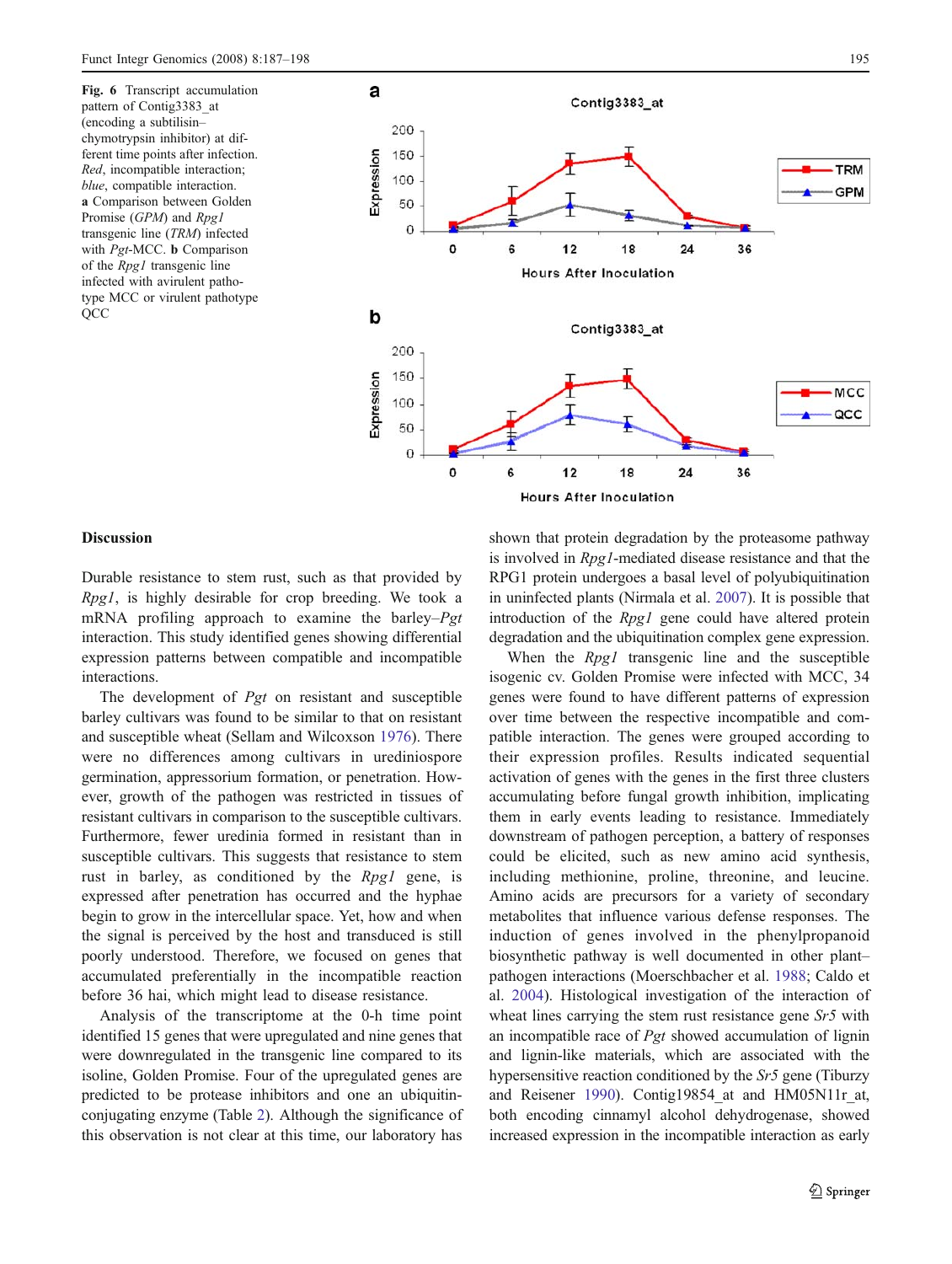**Fig. 6** Transcript accumulation pattern of Contig3383_at (encoding a subtilisin–chymotrypsin inhibitor) at different time points after infection. *Red*, incompatible interaction; *blue*, compatible interaction. **a** Comparison between Golden Promise (*GPM*) and *Rpg1* transgenic line (*TRM*) infected with *Pgt*-MCC. **b** Comparison of the *Rpg1* transgenic line infected with avirulent pathotype MCC or virulent pathotype QCC

## Discussion

Durable resistance to stem rust, such as that provided by *Rpg1*, is highly desirable for crop breeding. We took a mRNA profiling approach to examine the barley–*Pgt* interaction. This study identified genes showing differential expression patterns between compatible and incompatible interactions.

The development of *Pgt* on resistant and susceptible barley cultivars was found to be similar to that on resistant and susceptible wheat (Sellam and Wilcoxson 1976). There were no differences among cultivars in urediniospore germination, appressorium formation, or penetration. However, growth of the pathogen was restricted in tissues of resistant cultivars in comparison to the susceptible cultivars. Furthermore, fewer uredinia formed in resistant than in susceptible cultivars. This suggests that resistance to stem rust in barley, as conditioned by the *Rpg1* gene, is expressed after penetration has occurred and the hyphae begin to grow in the intercellular space. Yet, how and when the signal is perceived by the host and transduced is still poorly understood. Therefore, we focused on genes that accumulated preferentially in the incompatible reaction before 36 hai, which might lead to disease resistance.

Analysis of the transcriptome at the 0-h time point identified 15 genes that were upregulated and nine genes that were downregulated in the transgenic line compared to its isoline, Golden Promise. Four of the upregulated genes are predicted to be protease inhibitors and one an ubiquitin-conjugating enzyme (Table 2). Although the significance of this observation is not clear at this time, our laboratory has shown that protein degradation by the proteasome pathway is involved in *Rpg1*-mediated disease resistance and that the RPG1 protein undergoes a basal level of polyubiquitination in uninfected plants (Nirmala et al. 2007). It is possible that introduction of the *Rpg1* gene could have altered protein degradation and the ubiquitination complex gene expression.

When the *Rpg1* transgenic line and the susceptible isogenic cv. Golden Promise were infected with MCC, 34 genes were found to have different patterns of expression over time between the respective incompatible and compatible interaction. The genes were grouped according to their expression profiles. Results indicated sequential activation of genes with the genes in the first three clusters accumulating before fungal growth inhibition, implicating them in early events leading to resistance. Immediately downstream of pathogen perception, a battery of responses could be elicited, such as new amino acid synthesis, including methionine, proline, threonine, and leucine. Amino acids are precursors for a variety of secondary metabolites that influence various defense responses. The induction of genes involved in the phenylpropanoid biosynthetic pathway is well documented in other plant–pathogen interactions (Moerschbacher et al. 1988; Caldo et al. 2004). Histological investigation of the interaction of wheat lines carrying the stem rust resistance gene *Sr5* with an incompatible race of *Pgt* showed accumulation of lignin and lignin-like materials, which are associated with the hypersensitive reaction conditioned by the *Sr5* gene (Tiburzy and Reisener 1990). Contig19854_at and HM05N11r_at, both encoding cinnamyl alcohol dehydrogenase, showed increased expression in the incompatible interaction as early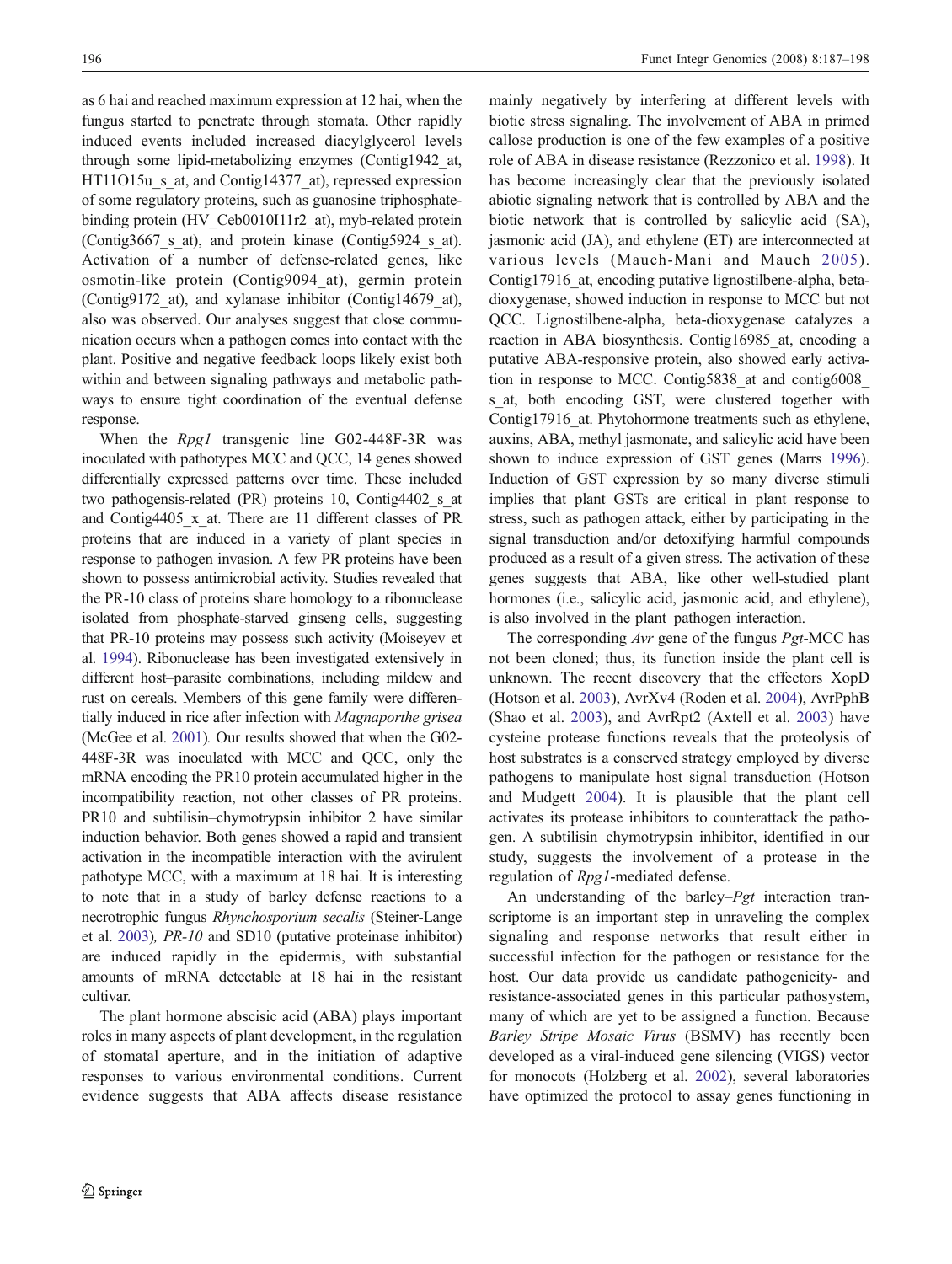as 6 hai and reached maximum expression at 12 hai, when the fungus started to penetrate through stomata. Other rapidly induced events included increased diacylglycerol levels through some lipid-metabolizing enzymes (Contig1942_at, HT11O15u_s_at, and Contig14377_at), repressed expression of some regulatory proteins, such as guanosine triphosphate-binding protein (HV_Ceb0010I11r2_at), myb-related protein (Contig3667_s_at), and protein kinase (Contig5924_s_at). Activation of a number of defense-related genes, like osmotin-like protein (Contig9094_at), germin protein (Contig9172_at), and xylanase inhibitor (Contig14679_at), also was observed. Our analyses suggest that close communication occurs when a pathogen comes into contact with the plant. Positive and negative feedback loops likely exist both within and between signaling pathways and metabolic pathways to ensure tight coordination of the eventual defense response.

When the *Rpg1* transgenic line G02-448F-3R was inoculated with pathotypes MCC and QCC, 14 genes showed differentially expressed patterns over time. These included two pathogensis-related (PR) proteins 10, Contig4402_s_at and Contig4405_x_at. There are 11 different classes of PR proteins that are induced in a variety of plant species in response to pathogen invasion. A few PR proteins have been shown to possess antimicrobial activity. Studies revealed that the PR-10 class of proteins share homology to a ribonuclease isolated from phosphate-starved ginseng cells, suggesting that PR-10 proteins may possess such activity (Moiseyev et al. 1994). Ribonuclease has been investigated extensively in different host–parasite combinations, including mildew and rust on cereals. Members of this gene family were differentially induced in rice after infection with *Magnaporthe grisea* (McGee et al. 2001). Our results showed that when the G02-448F-3R was inoculated with MCC and QCC, only the mRNA encoding the PR10 protein accumulated higher in the incompatibility reaction, not other classes of PR proteins. PR10 and subtilisin–chymotrypsin inhibitor 2 have similar induction behavior. Both genes showed a rapid and transient activation in the incompatible interaction with the avirulent pathotype MCC, with a maximum at 18 hai. It is interesting to note that in a study of barley defense reactions to a necrotrophic fungus *Rhynchosporium secalis* (Steiner-Lange et al. 2003), *PR-10* and SD10 (putative proteinase inhibitor) are induced rapidly in the epidermis, with substantial amounts of mRNA detectable at 18 hai in the resistant cultivar.

The plant hormone abscisic acid (ABA) plays important roles in many aspects of plant development, in the regulation of stomatal aperture, and in the initiation of adaptive responses to various environmental conditions. Current evidence suggests that ABA affects disease resistance mainly negatively by interfering at different levels with biotic stress signaling. The involvement of ABA in primed callose production is one of the few examples of a positive role of ABA in disease resistance (Rezzonico et al. 1998). It has become increasingly clear that the previously isolated abiotic signaling network that is controlled by ABA and the biotic network that is controlled by salicylic acid (SA), jasmonic acid (JA), and ethylene (ET) are interconnected at various levels (Mauch-Mani and Mauch 2005). Contig17916_at, encoding putative lignostilbene-alpha, beta-dioxygenase, showed induction in response to MCC but not QCC. Lignostilbene-alpha, beta-dioxygenase catalyzes a reaction in ABA biosynthesis. Contig16985_at, encoding a putative ABA-responsive protein, also showed early activation in response to MCC. Contig5838_at and contig6008_s_at, both encoding GST, were clustered together with Contig17916_at. Phytohormone treatments such as ethylene, auxins, ABA, methyl jasmonate, and salicylic acid have been shown to induce expression of GST genes (Marrs 1996). Induction of GST expression by so many diverse stimuli implies that plant GSTs are critical in plant response to stress, such as pathogen attack, either by participating in the signal transduction and/or detoxifying harmful compounds produced as a result of a given stress. The activation of these genes suggests that ABA, like other well-studied plant hormones (i.e., salicylic acid, jasmonic acid, and ethylene), is also involved in the plant–pathogen interaction.

The corresponding *Avr* gene of the fungus *Pgt*-MCC has not been cloned; thus, its function inside the plant cell is unknown. The recent discovery that the effectors XopD (Hotson et al. 2003), AvrXv4 (Roden et al. 2004), AvrPphB (Shao et al. 2003), and AvrRpt2 (Axtell et al. 2003) have cysteine protease functions reveals that the proteolysis of host substrates is a conserved strategy employed by diverse pathogens to manipulate host signal transduction (Hotson and Mudgett 2004). It is plausible that the plant cell activates its protease inhibitors to counterattack the pathogen. A subtilisin–chymotrypsin inhibitor, identified in our study, suggests the involvement of a protease in the regulation of *Rpg1*-mediated defense.

An understanding of the barley–*Pgt* interaction transcriptome is an important step in unraveling the complex signaling and response networks that result either in successful infection for the pathogen or resistance for the host. Our data provide us candidate pathogenicity- and resistance-associated genes in this particular pathosystem, many of which are yet to be assigned a function. Because *Barley Stripe Mosaic Virus* (BSMV) has recently been developed as a viral-induced gene silencing (VIGS) vector for monocots (Holzberg et al. 2002), several laboratories have optimized the protocol to assay genes functioning in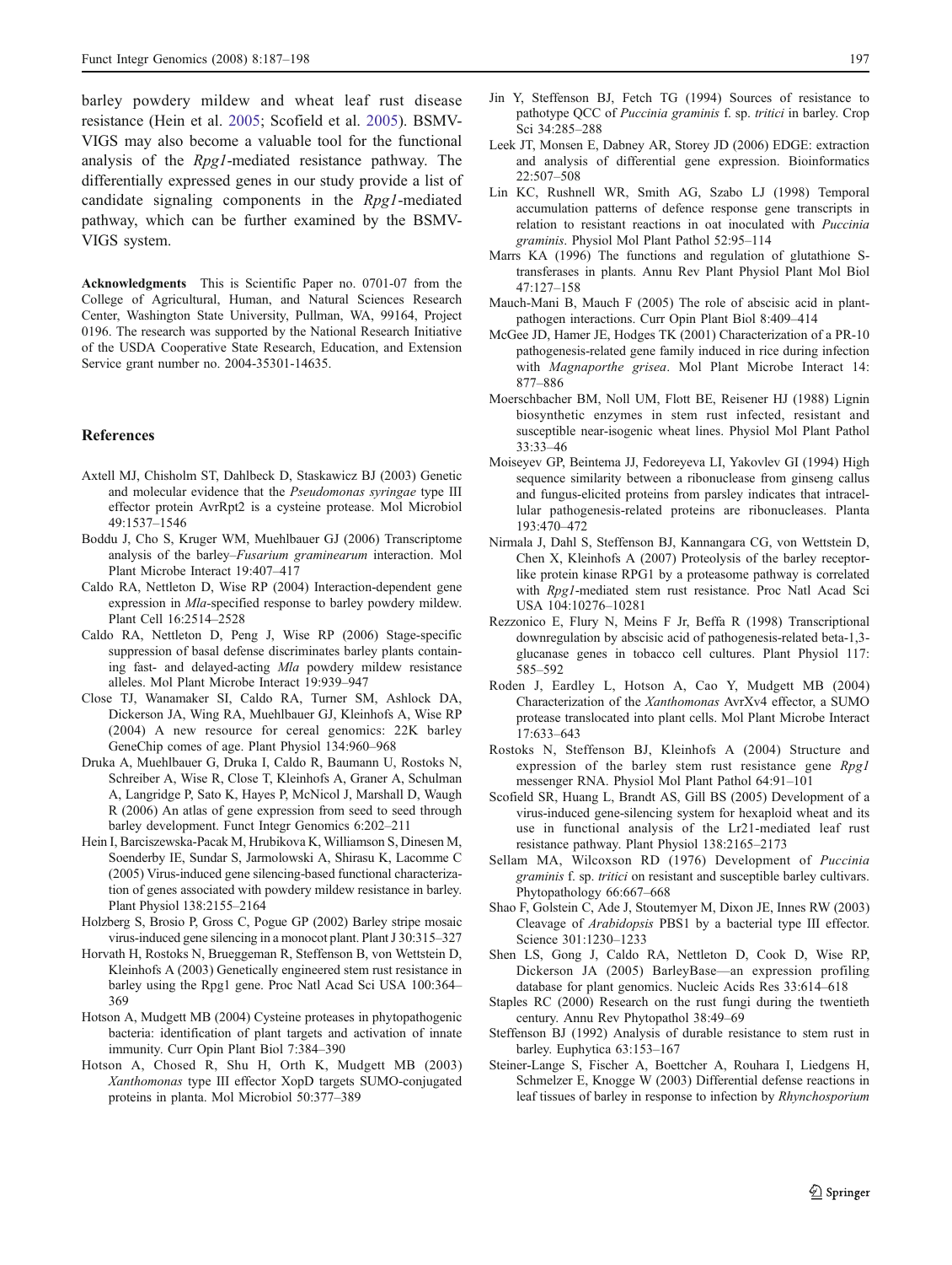barley powdery mildew and wheat leaf rust disease resistance (Hein et al. 2005; Scofield et al. 2005). BSMV-VIGS may also become a valuable tool for the functional analysis of the *Rpg1*-mediated resistance pathway. The differentially expressed genes in our study provide a list of candidate signaling components in the *Rpg1*-mediated pathway, which can be further examined by the BSMV-VIGS system.

**Acknowledgments** This is Scientific Paper no. 0701-07 from the College of Agricultural, Human, and Natural Sciences Research Center, Washington State University, Pullman, WA, 99164, Project 0196. The research was supported by the National Research Initiative of the USDA Cooperative State Research, Education, and Extension Service grant number no. 2004-35301-14635.

## References

Axtell MJ, Chisholm ST, Dahlbeck D, Staskawicz BJ (2003) Genetic and molecular evidence that the *Pseudomonas syringae* type III effector protein AvrRpt2 is a cysteine protease. Mol Microbiol 49:1537–1546

Boddu J, Cho S, Kruger WM, Muehlbauer GJ (2006) Transcriptome analysis of the barley–*Fusarium graminearum* interaction. Mol Plant Microbe Interact 19:407–417

Caldo RA, Nettleton D, Wise RP (2004) Interaction-dependent gene expression in *Mla*-specified response to barley powdery mildew. Plant Cell 16:2514–2528

Caldo RA, Nettleton D, Peng J, Wise RP (2006) Stage-specific suppression of basal defense discriminates barley plants containing fast- and delayed-acting *Mla* powdery mildew resistance alleles. Mol Plant Microbe Interact 19:939–947

Close TJ, Wanamaker SI, Caldo RA, Turner SM, Ashlock DA, Dickerson JA, Wing RA, Muehlbauer GJ, Kleinhofs A, Wise RP (2004) A new resource for cereal genomics: 22K barley GeneChip comes of age. Plant Physiol 134:960–968

Druka A, Muehlbauer G, Druka I, Caldo R, Baumann U, Rostoks N, Schreiber A, Wise R, Close T, Kleinhofs A, Graner A, Schulman A, Langridge P, Sato K, Hayes P, McNicol J, Marshall D, Waugh R (2006) An atlas of gene expression from seed to seed through barley development. Funct Integr Genomics 6:202–211

Hein I, Barciszewska-Pacak M, Hrubikova K, Williamson S, Dinesen M, Soenderby IE, Sundar S, Jarmolowski A, Shirasu K, Lacomme C (2005) Virus-induced gene silencing-based functional characterization of genes associated with powdery mildew resistance in barley. Plant Physiol 138:2155–2164

Holzberg S, Brosio P, Gross C, Pogue GP (2002) Barley stripe mosaic virus-induced gene silencing in a monocot plant. Plant J 30:315–327

Horvath H, Rostoks N, Brueggeman R, Steffenson B, von Wettstein D, Kleinhofs A (2003) Genetically engineered stem rust resistance in barley using the Rpg1 gene. Proc Natl Acad Sci USA 100:364–369

Hotson A, Mudgett MB (2004) Cysteine proteases in phytopathogenic bacteria: identification of plant targets and activation of innate immunity. Curr Opin Plant Biol 7:384–390

Hotson A, Chosed R, Shu H, Orth K, Mudgett MB (2003) *Xanthomonas* type III effector XopD targets SUMO-conjugated proteins in planta. Mol Microbiol 50:377–389

Jin Y, Steffenson BJ, Fetch TG (1994) Sources of resistance to pathotype QCC of *Puccinia graminis* f. sp. *tritici* in barley. Crop Sci 34:285–288

Leek JT, Monsen E, Dabney AR, Storey JD (2006) EDGE: extraction and analysis of differential gene expression. Bioinformatics 22:507–508

Lin KC, Rushnell WR, Smith AG, Szabo LJ (1998) Temporal accumulation patterns of defence response gene transcripts in relation to resistant reactions in oat inoculated with *Puccinia graminis*. Physiol Mol Plant Pathol 52:95–114

Marrs KA (1996) The functions and regulation of glutathione S-transferases in plants. Annu Rev Plant Physiol Plant Mol Biol 47:127–158

Mauch-Mani B, Mauch F (2005) The role of abscisic acid in plant-pathogen interactions. Curr Opin Plant Biol 8:409–414

McGee JD, Hamer JE, Hodges TK (2001) Characterization of a PR-10 pathogenesis-related gene family induced in rice during infection with *Magnaporthe grisea*. Mol Plant Microbe Interact 14:877–886

Moerschbacher BM, Noll UM, Flott BE, Reisener HJ (1988) Lignin biosynthetic enzymes in stem rust infected, resistant and susceptible near-isogenic wheat lines. Physiol Mol Plant Pathol 33:33–46

Moiseyev GP, Beintema JJ, Fedoreyeva LI, Yakovlev GI (1994) High sequence similarity between a ribonuclease from ginseng callus and fungus-elicited proteins from parsley indicates that intracellular pathogenesis-related proteins are ribonucleases. Planta 193:470–472

Nirmala J, Dahl S, Steffenson BJ, Kannangara CG, von Wettstein D, Chen X, Kleinhofs A (2007) Proteolysis of the barley receptor-like protein kinase RPG1 by a proteasome pathway is correlated with *Rpg1*-mediated stem rust resistance. Proc Natl Acad Sci USA 104:10276–10281

Rezzonico E, Flury N, Meins F Jr, Beffa R (1998) Transcriptional downregulation by abscisic acid of pathogenesis-related beta-1,3-glucanase genes in tobacco cell cultures. Plant Physiol 117:585–592

Roden J, Eardley L, Hotson A, Cao Y, Mudgett MB (2004) Characterization of the *Xanthomonas* AvrXv4 effector, a SUMO protease translocated into plant cells. Mol Plant Microbe Interact 17:633–643

Rostoks N, Steffenson BJ, Kleinhofs A (2004) Structure and expression of the barley stem rust resistance gene *Rpg1* messenger RNA. Physiol Mol Plant Pathol 64:91–101

Scofield SR, Huang L, Brandt AS, Gill BS (2005) Development of a virus-induced gene-silencing system for hexaploid wheat and its use in functional analysis of the Lr21-mediated leaf rust resistance pathway. Plant Physiol 138:2165–2173

Sellam MA, Wilcoxson RD (1976) Development of *Puccinia graminis* f. sp. *tritici* on resistant and susceptible barley cultivars. Phytopathology 66:667–668

Shao F, Golstein C, Ade J, Stoutemyer M, Dixon JE, Innes RW (2003) Cleavage of *Arabidopsis* PBS1 by a bacterial type III effector. Science 301:1230–1233

Shen LS, Gong J, Caldo RA, Nettleton D, Cook D, Wise RP, Dickerson JA (2005) BarleyBase—an expression profiling database for plant genomics. Nucleic Acids Res 33:614–618

Staples RC (2000) Research on the rust fungi during the twentieth century. Annu Rev Phytopathol 38:49–69

Steffenson BJ (1992) Analysis of durable resistance to stem rust in barley. Euphytica 63:153–167

Steiner-Lange S, Fischer A, Boettcher A, Rouhara I, Liedgens H, Schmelzer E, Knogge W (2003) Differential defense reactions in leaf tissues of barley in response to infection by *Rhynchosporium*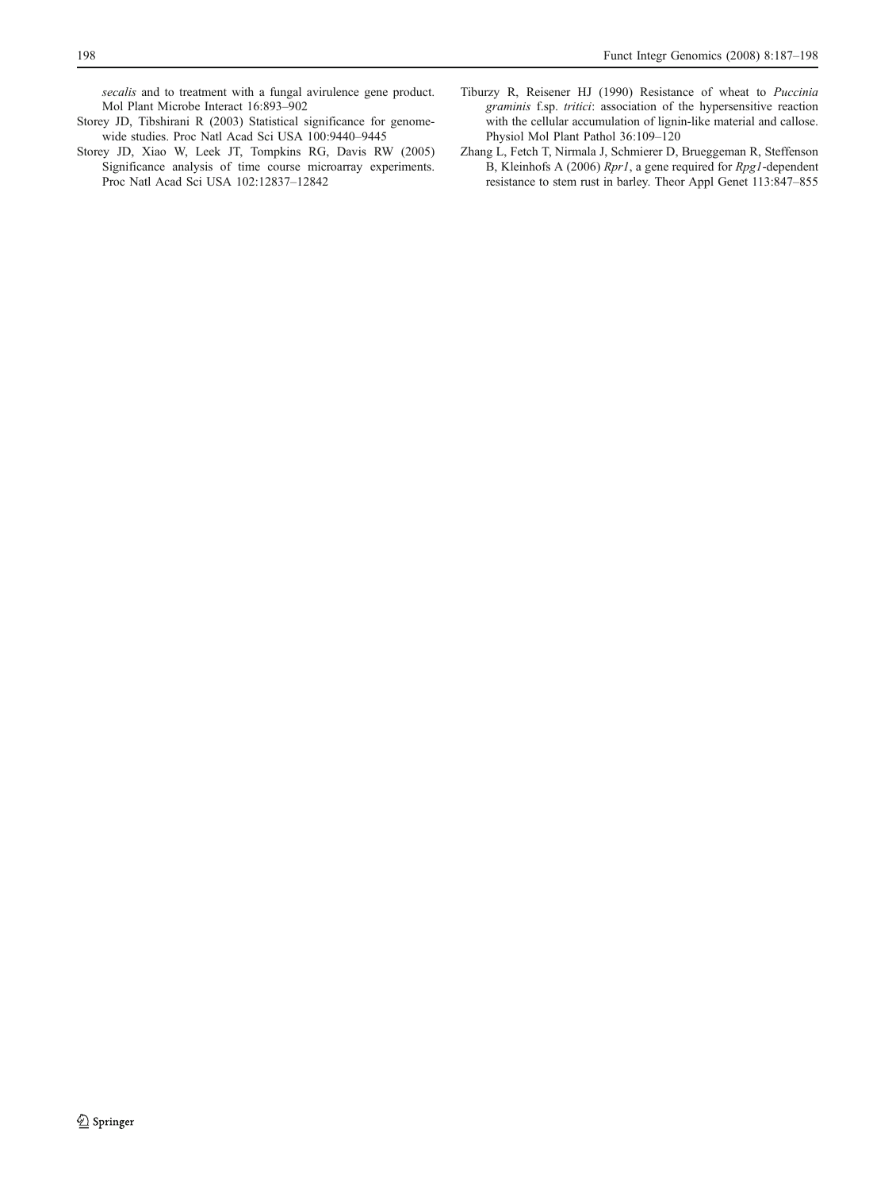*secalis* and to treatment with a fungal avirulence gene product. Mol Plant Microbe Interact 16:893–902

Storey JD, Tibshirani R (2003) Statistical significance for genome-wide studies. Proc Natl Acad Sci USA 100:9440–9445

Storey JD, Xiao W, Leek JT, Tompkins RG, Davis RW (2005) Significance analysis of time course microarray experiments. Proc Natl Acad Sci USA 102:12837–12842

Tiburzy R, Reisener HJ (1990) Resistance of wheat to *Puccinia graminis* f.sp. *tritici*: association of the hypersensitive reaction with the cellular accumulation of lignin-like material and callose. Physiol Mol Plant Pathol 36:109–120

Zhang L, Fetch T, Nirmala J, Schmierer D, Brueggeman R, Steffenson B, Kleinhofs A (2006) *Rpr1*, a gene required for *Rpg1*-dependent resistance to stem rust in barley. Theor Appl Genet 113:847–855